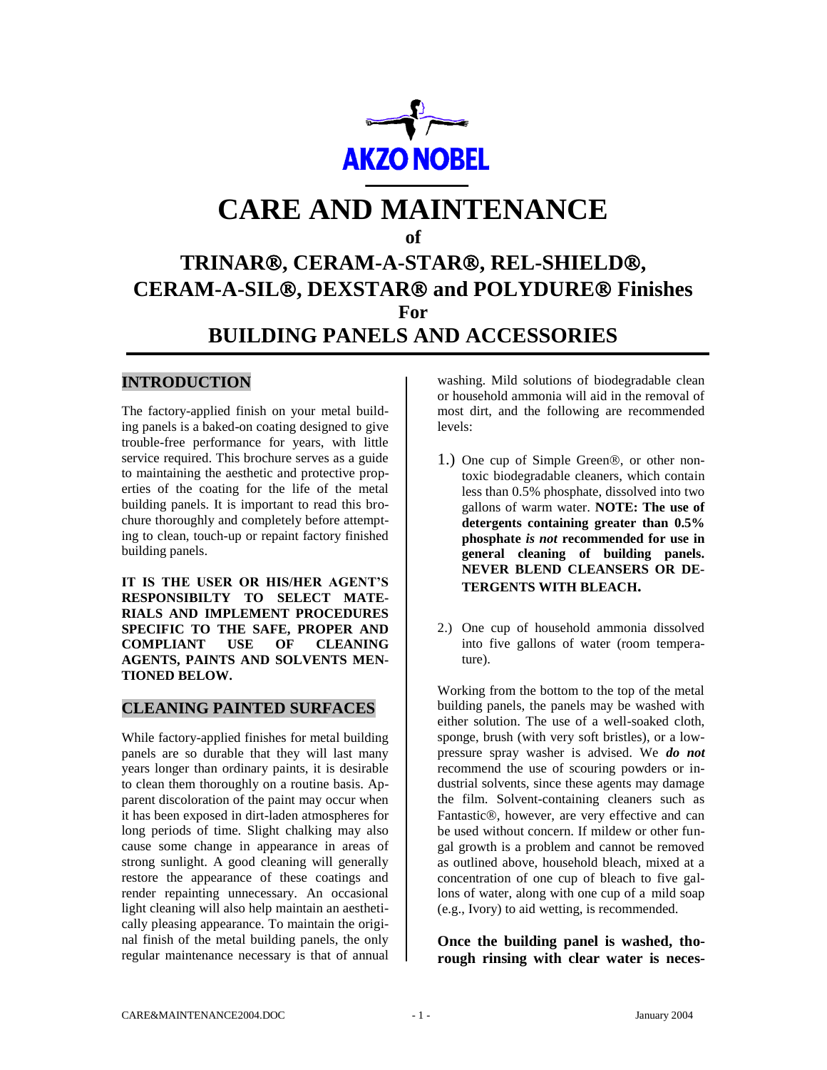AKZO NOBEL

# CARE AND MAINTENANCE

**of**

# TRINAR®, CERAM-A-STAR®, REL-SHIELD®, CERAM-A-SIL®, DEXSTAR® and POLYDURE® Finishes

**For**

# BUILDING PANELS AND ACCESSORIES

## INTRODUCTION

The factory-applied finish on your metal building panels is a baked-on coating designed to give trouble-free performance for years, with little service required. This brochure serves as a guide to maintaining the aesthetic and protective properties of the coating for the life of the metal building panels. It is important to read this brochure thoroughly and completely before attempting to clean, touch-up or repaint factory finished building panels.

**IT IS THE USER OR HIS/HER AGENT'S RESPONSIBILTY TO SELECT MATERIALS AND IMPLEMENT PROCEDURES SPECIFIC TO THE SAFE, PROPER AND COMPLIANT USE OF CLEANING AGENTS, PAINTS AND SOLVENTS MENTIONED BELOW.**

## CLEANING PAINTED SURFACES

While factory-applied finishes for metal building panels are so durable that they will last many years longer than ordinary paints, it is desirable to clean them thoroughly on a routine basis. Apparent discoloration of the paint may occur when it has been exposed in dirt-laden atmospheres for long periods of time. Slight chalking may also cause some change in appearance in areas of strong sunlight. A good cleaning will generally restore the appearance of these coatings and render repainting unnecessary. An occasional light cleaning will also help maintain an aesthetically pleasing appearance. To maintain the original finish of the metal building panels, the only regular maintenance necessary is that of annual washing. Mild solutions of biodegradable clean or household ammonia will aid in the removal of most dirt, and the following are recommended levels:

1.) One cup of Simple Green®, or other non-toxic biodegradable cleaners, which contain less than 0.5% phosphate, dissolved into two gallons of warm water. **NOTE: The use of detergents containing greater than 0.5% phosphate *is not* recommended for use in general cleaning of building panels. NEVER BLEND CLEANSERS OR DETERGENTS WITH BLEACH.**

2.) One cup of household ammonia dissolved into five gallons of water (room temperature).

Working from the bottom to the top of the metal building panels, the panels may be washed with either solution. The use of a well-soaked cloth, sponge, brush (with very soft bristles), or a low-pressure spray washer is advised. We ***do not*** recommend the use of scouring powders or industrial solvents, since these agents may damage the film. Solvent-containing cleaners such as Fantastic®, however, are very effective and can be used without concern. If mildew or other fungal growth is a problem and cannot be removed as outlined above, household bleach, mixed at a concentration of one cup of bleach to five gallons of water, along with one cup of a mild soap (e.g., Ivory) to aid wetting, is recommended.

**Once the building panel is washed, thorough rinsing with clear water is neces-**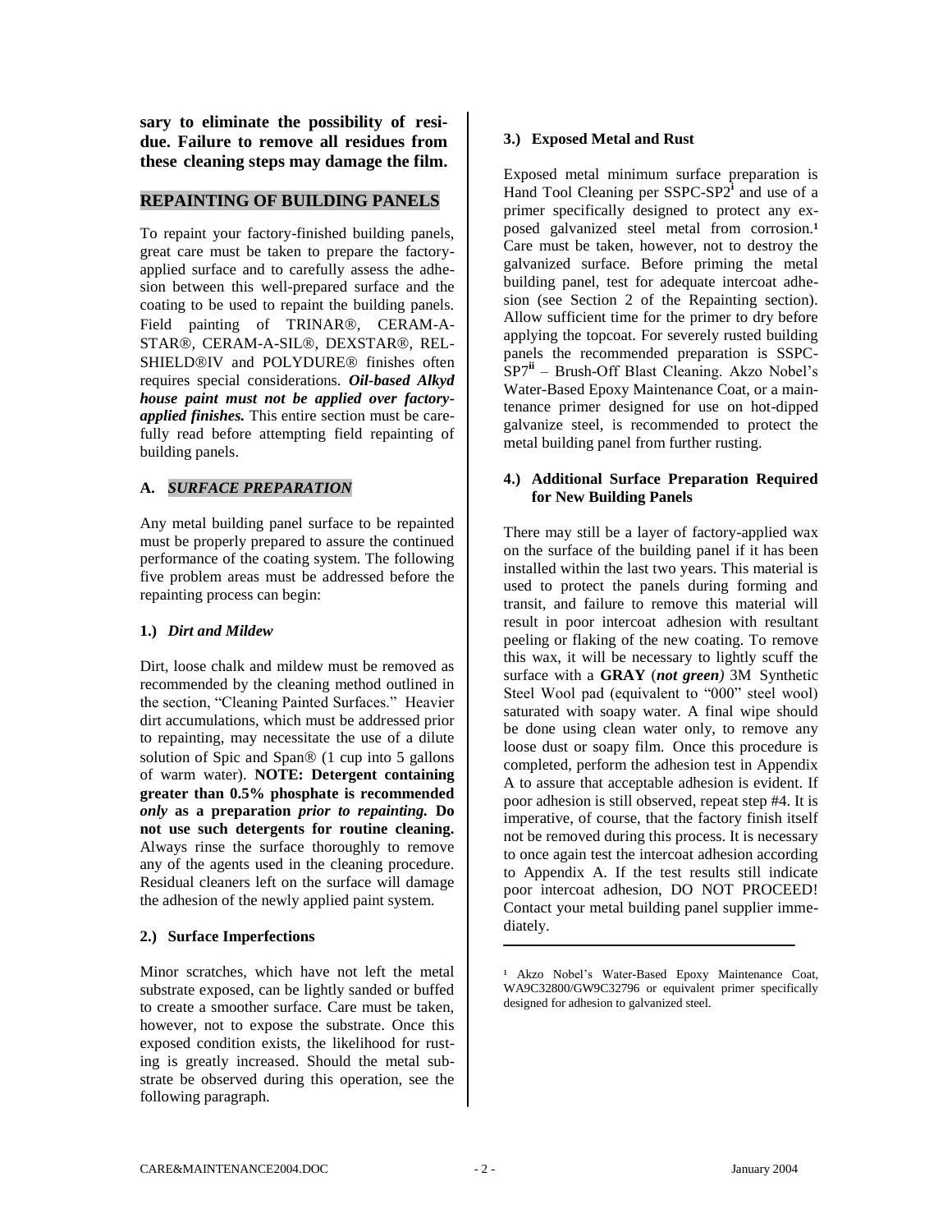**sary to eliminate the possibility of residue. Failure to remove all residues from these cleaning steps may damage the film.**

## REPAINTING OF BUILDING PANELS

To repaint your factory-finished building panels, great care must be taken to prepare the factory-applied surface and to carefully assess the adhesion between this well-prepared surface and the coating to be used to repaint the building panels. Field painting of TRINAR®, CERAM-A-STAR®, CERAM-A-SIL®, DEXSTAR®, REL-SHIELD®IV and POLYDURE® finishes often requires special considerations. ***Oil-based Alkyd house paint must not be applied over factory-applied finishes.*** This entire section must be carefully read before attempting field repainting of building panels.

### A. *SURFACE PREPARATION*

Any metal building panel surface to be repainted must be properly prepared to assure the continued performance of the coating system. The following five problem areas must be addressed before the repainting process can begin:

#### 1.) *Dirt and Mildew*

Dirt, loose chalk and mildew must be removed as recommended by the cleaning method outlined in the section, "Cleaning Painted Surfaces." Heavier dirt accumulations, which must be addressed prior to repainting, may necessitate the use of a dilute solution of Spic and Span® (1 cup into 5 gallons of warm water). **NOTE: Detergent containing greater than 0.5% phosphate is recommended *only* as a preparation *prior to repainting.* Do not use such detergents for routine cleaning.** Always rinse the surface thoroughly to remove any of the agents used in the cleaning procedure. Residual cleaners left on the surface will damage the adhesion of the newly applied paint system.

#### 2.) Surface Imperfections

Minor scratches, which have not left the metal substrate exposed, can be lightly sanded or buffed to create a smoother surface. Care must be taken, however, not to expose the substrate. Once this exposed condition exists, the likelihood for rusting is greatly increased. Should the metal substrate be observed during this operation, see the following paragraph.

#### 3.) Exposed Metal and Rust

Exposed metal minimum surface preparation is Hand Tool Cleaning per SSPC-SP2[i] and use of a primer specifically designed to protect any exposed galvanized steel metal from corrosion.[1] Care must be taken, however, not to destroy the galvanized surface. Before priming the metal building panel, test for adequate intercoat adhesion (see Section 2 of the Repainting section). Allow sufficient time for the primer to dry before applying the topcoat. For severely rusted building panels the recommended preparation is SSPC-SP7[ii] – Brush-Off Blast Cleaning. Akzo Nobel's Water-Based Epoxy Maintenance Coat, or a maintenance primer designed for use on hot-dipped galvanize steel, is recommended to protect the metal building panel from further rusting.

#### 4.) Additional Surface Preparation Required for New Building Panels

There may still be a layer of factory-applied wax on the surface of the building panel if it has been installed within the last two years. This material is used to protect the panels during forming and transit, and failure to remove this material will result in poor intercoat adhesion with resultant peeling or flaking of the new coating. To remove this wax, it will be necessary to lightly scuff the surface with a **GRAY** (***not green)*** 3M Synthetic Steel Wool pad (equivalent to "000" steel wool) saturated with soapy water. A final wipe should be done using clean water only, to remove any loose dust or soapy film. Once this procedure is completed, perform the adhesion test in Appendix A to assure that acceptable adhesion is evident. If poor adhesion is still observed, repeat step #4. It is imperative, of course, that the factory finish itself not be removed during this process. It is necessary to once again test the intercoat adhesion according to Appendix A. If the test results still indicate poor intercoat adhesion, DO NOT PROCEED! Contact your metal building panel supplier immediately.

---

[1] Akzo Nobel's Water-Based Epoxy Maintenance Coat, WA9C32800/GW9C32796 or equivalent primer specifically designed for adhesion to galvanized steel.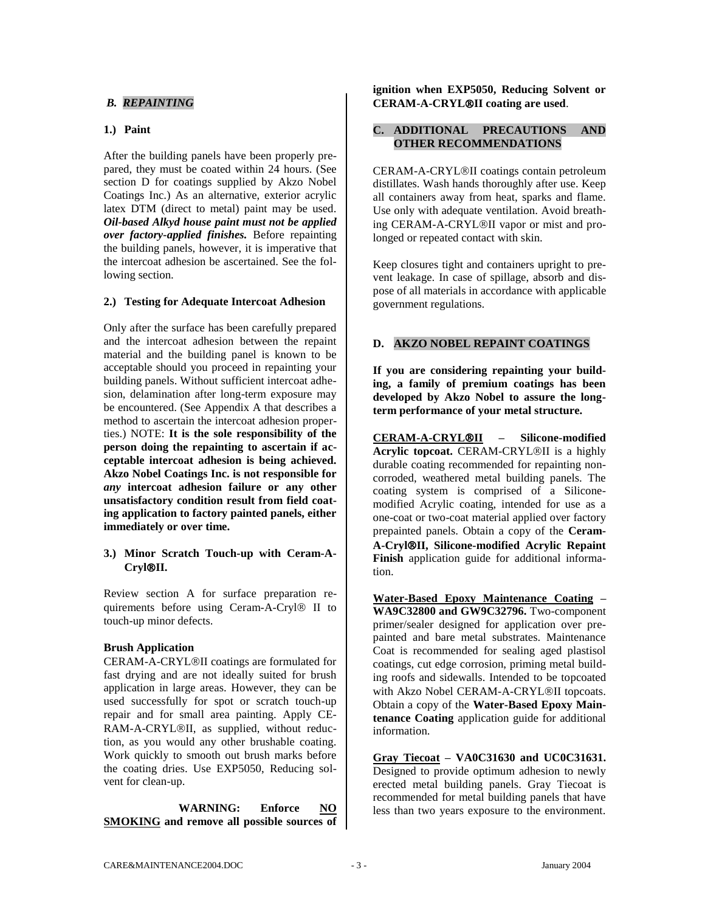## *B. REPAINTING*

### 1.) Paint

After the building panels have been properly prepared, they must be coated within 24 hours. (See section D for coatings supplied by Akzo Nobel Coatings Inc.) As an alternative, exterior acrylic latex DTM (direct to metal) paint may be used. ***Oil-based Alkyd house paint must not be applied over factory-applied finishes.*** Before repainting the building panels, however, it is imperative that the intercoat adhesion be ascertained. See the following section.

### 2.) Testing for Adequate Intercoat Adhesion

Only after the surface has been carefully prepared and the intercoat adhesion between the repaint material and the building panel is known to be acceptable should you proceed in repainting your building panels. Without sufficient intercoat adhesion, delamination after long-term exposure may be encountered. (See Appendix A that describes a method to ascertain the intercoat adhesion properties.) NOTE: **It is the sole responsibility of the person doing the repainting to ascertain if acceptable intercoat adhesion is being achieved. Akzo Nobel Coatings Inc. is not responsible for *any* intercoat adhesion failure or any other unsatisfactory condition result from field coating application to factory painted panels, either immediately or over time.**

### 3.) Minor Scratch Touch-up with Ceram-A-Cryl®II.

Review section A for surface preparation requirements before using Ceram-A-Cryl® II to touch-up minor defects.

**Brush Application**

CERAM-A-CRYL®II coatings are formulated for fast drying and are not ideally suited for brush application in large areas. However, they can be used successfully for spot or scratch touch-up repair and for small area painting. Apply CERAM-A-CRYL®II, as supplied, without reduction, as you would any other brushable coating. Work quickly to smooth out brush marks before the coating dries. Use EXP5050, Reducing solvent for clean-up.

**WARNING: Enforce <u>NO SMOKING</u> and remove all possible sources of ignition when EXP5050, Reducing Solvent or CERAM-A-CRYL®II coating are used**.

## C. ADDITIONAL PRECAUTIONS AND OTHER RECOMMENDATIONS

CERAM-A-CRYL®II coatings contain petroleum distillates. Wash hands thoroughly after use. Keep all containers away from heat, sparks and flame. Use only with adequate ventilation. Avoid breathing CERAM-A-CRYL®II vapor or mist and prolonged or repeated contact with skin.

Keep closures tight and containers upright to prevent leakage. In case of spillage, absorb and dispose of all materials in accordance with applicable government regulations.

## D. AKZO NOBEL REPAINT COATINGS

**If you are considering repainting your building, a family of premium coatings has been developed by Akzo Nobel to assure the long-term performance of your metal structure.**

**<u>CERAM-A-CRYL®II</u> – Silicone-modified Acrylic topcoat.** CERAM-CRYL®II is a highly durable coating recommended for repainting non-corroded, weathered metal building panels. The coating system is comprised of a Silicone-modified Acrylic coating, intended for use as a one-coat or two-coat material applied over factory prepainted panels. Obtain a copy of the **Ceram-A-Cryl®II, Silicone-modified Acrylic Repaint Finish** application guide for additional information.

**<u>Water-Based Epoxy Maintenance Coating</u> – WA9C32800 and GW9C32796.** Two-component primer/sealer designed for application over prepainted and bare metal substrates. Maintenance Coat is recommended for sealing aged plastisol coatings, cut edge corrosion, priming metal building roofs and sidewalls. Intended to be topcoated with Akzo Nobel CERAM-A-CRYL®II topcoats. Obtain a copy of the **Water-Based Epoxy Maintenance Coating** application guide for additional information.

**<u>Gray Tiecoat</u> – VA0C31630 and UC0C31631.** Designed to provide optimum adhesion to newly erected metal building panels. Gray Tiecoat is recommended for metal building panels that have less than two years exposure to the environment.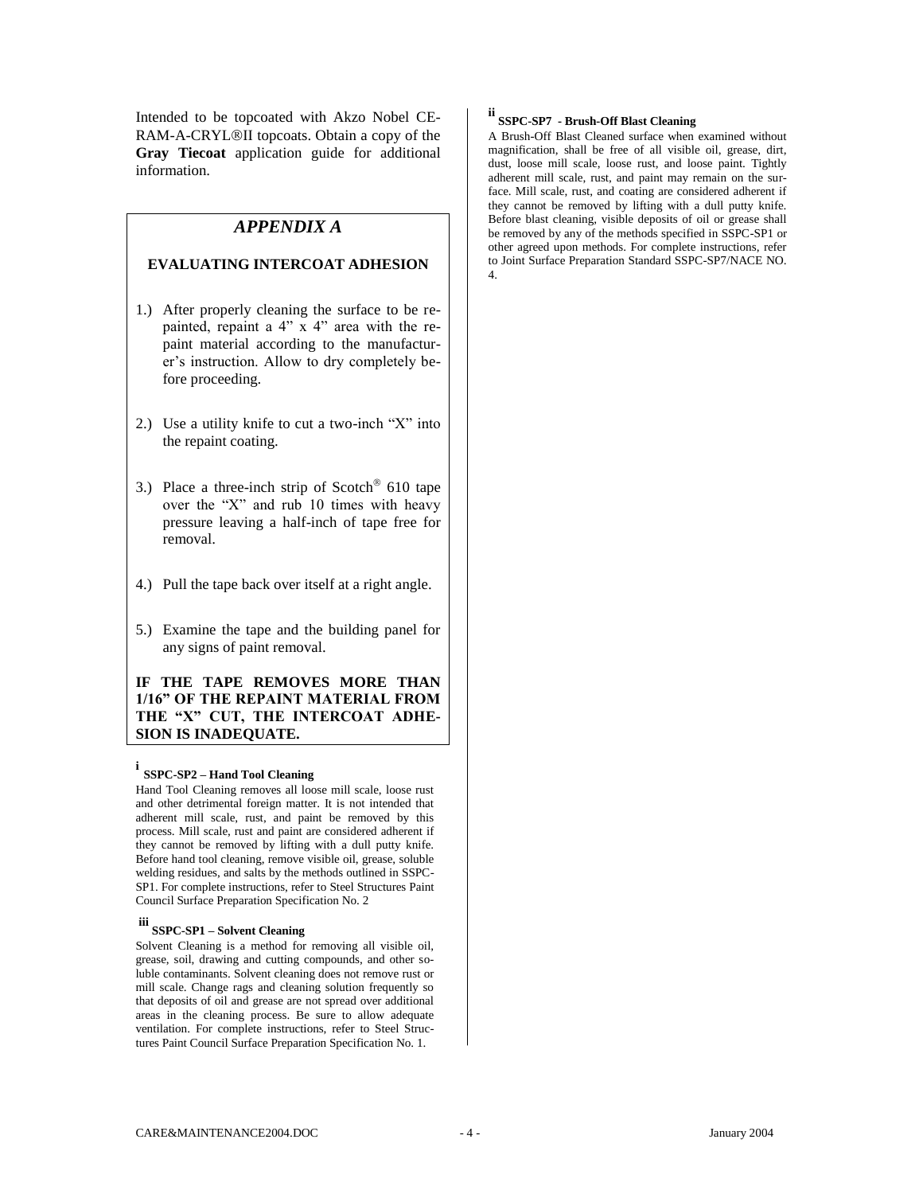Intended to be topcoated with Akzo Nobel CE-RAM-A-CRYL®II topcoats. Obtain a copy of the **Gray Tiecoat** application guide for additional information.

## *APPENDIX A*

### EVALUATING INTERCOAT ADHESION

1.) After properly cleaning the surface to be repainted, repaint a 4” x 4” area with the repaint material according to the manufacturer’s instruction. Allow to dry completely before proceeding.

2.) Use a utility knife to cut a two-inch “X” into the repaint coating.

3.) Place a three-inch strip of Scotch® 610 tape over the “X” and rub 10 times with heavy pressure leaving a half-inch of tape free for removal.

4.) Pull the tape back over itself at a right angle.

5.) Examine the tape and the building panel for any signs of paint removal.

**IF THE TAPE REMOVES MORE THAN 1/16” OF THE REPAINT MATERIAL FROM THE “X” CUT, THE INTERCOAT ADHESION IS INADEQUATE.**

[i] **SSPC-SP2 – Hand Tool Cleaning**

Hand Tool Cleaning removes all loose mill scale, loose rust and other detrimental foreign matter. It is not intended that adherent mill scale, rust, and paint be removed by this process. Mill scale, rust and paint are considered adherent if they cannot be removed by lifting with a dull putty knife. Before hand tool cleaning, remove visible oil, grease, soluble welding residues, and salts by the methods outlined in SSPC-SP1. For complete instructions, refer to Steel Structures Paint Council Surface Preparation Specification No. 2

[iii] **SSPC-SP1 – Solvent Cleaning**

Solvent Cleaning is a method for removing all visible oil, grease, soil, drawing and cutting compounds, and other soluble contaminants. Solvent cleaning does not remove rust or mill scale. Change rags and cleaning solution frequently so that deposits of oil and grease are not spread over additional areas in the cleaning process. Be sure to allow adequate ventilation. For complete instructions, refer to Steel Structures Paint Council Surface Preparation Specification No. 1.

[ii] **SSPC-SP7 - Brush-Off Blast Cleaning**

A Brush-Off Blast Cleaned surface when examined without magnification, shall be free of all visible oil, grease, dirt, dust, loose mill scale, loose rust, and loose paint. Tightly adherent mill scale, rust, and paint may remain on the surface. Mill scale, rust, and coating are considered adherent if they cannot be removed by lifting with a dull putty knife. Before blast cleaning, visible deposits of oil or grease shall be removed by any of the methods specified in SSPC-SP1 or other agreed upon methods. For complete instructions, refer to Joint Surface Preparation Standard SSPC-SP7/NACE NO. 4.